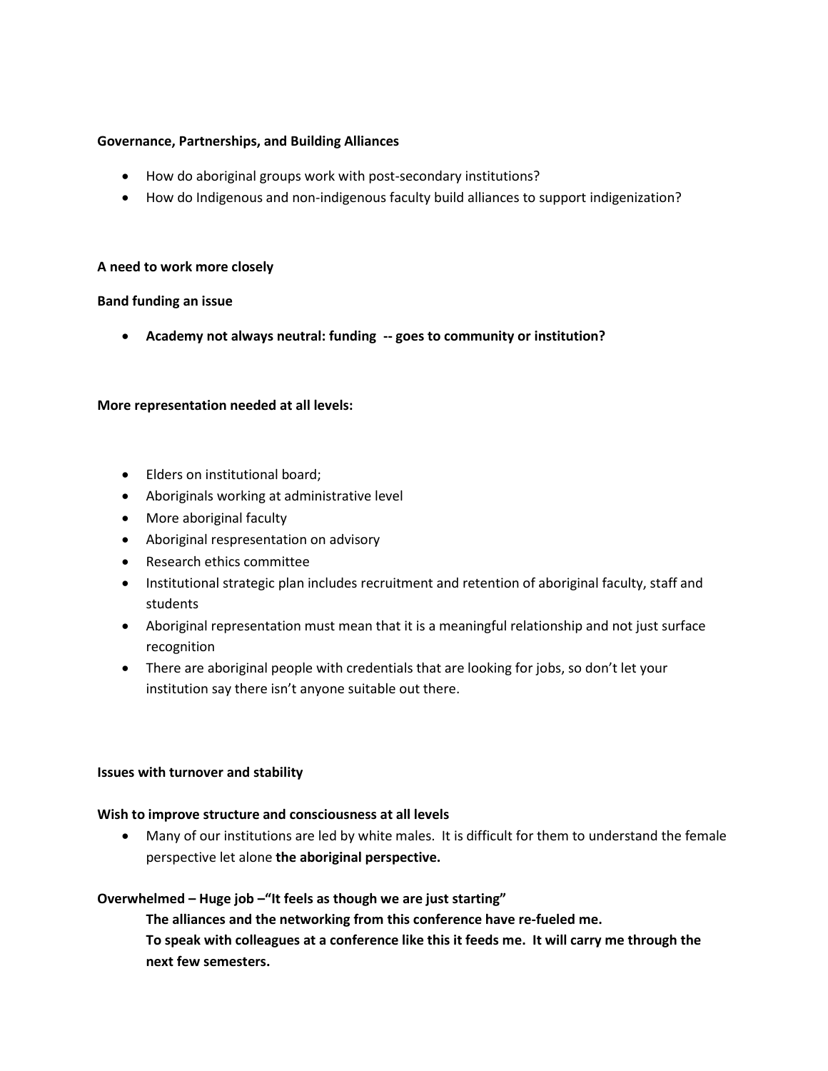**Governance, Partnerships, and Building Alliances**

- How do aboriginal groups work with post-secondary institutions?
- How do Indigenous and non-indigenous faculty build alliances to support indigenization?

**A need to work more closely**

**Band funding an issue**

- **Academy not always neutral: funding -- goes to community or institution?**

**More representation needed at all levels:**

- Elders on institutional board;
- Aboriginals working at administrative level
- More aboriginal faculty
- Aboriginal respresentation on advisory
- Research ethics committee
- Institutional strategic plan includes recruitment and retention of aboriginal faculty, staff and students
- Aboriginal representation must mean that it is a meaningful relationship and not just surface recognition
- There are aboriginal people with credentials that are looking for jobs, so don't let your institution say there isn't anyone suitable out there.

**Issues with turnover and stability**

**Wish to improve structure and consciousness at all levels**

- Many of our institutions are led by white males. It is difficult for them to understand the female perspective let alone **the aboriginal perspective.**

**Overwhelmed – Huge job –"It feels as though we are just starting"**

**The alliances and the networking from this conference have re-fueled me.**
**To speak with colleagues at a conference like this it feeds me. It will carry me through the next few semesters.**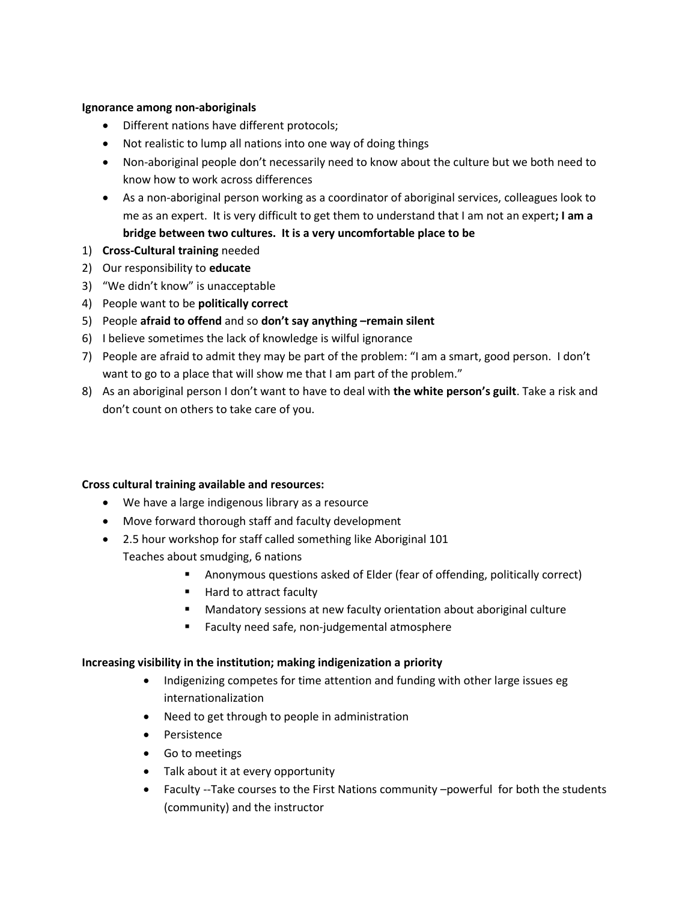**Ignorance among non-aboriginals**

- Different nations have different protocols;
- Not realistic to lump all nations into one way of doing things
- Non-aboriginal people don't necessarily need to know about the culture but we both need to know how to work across differences
- As a non-aboriginal person working as a coordinator of aboriginal services, colleagues look to me as an expert. It is very difficult to get them to understand that I am not an expert**; I am a bridge between two cultures. It is a very uncomfortable place to be**

1) **Cross-Cultural training** needed
2) Our responsibility to **educate**
3) "We didn't know" is unacceptable
4) People want to be **politically correct**
5) People **afraid to offend** and so **don't say anything –remain silent**
6) I believe sometimes the lack of knowledge is wilful ignorance
7) People are afraid to admit they may be part of the problem: "I am a smart, good person. I don't want to go to a place that will show me that I am part of the problem."
8) As an aboriginal person I don't want to have to deal with **the white person's guilt**. Take a risk and don't count on others to take care of you.

**Cross cultural training available and resources:**

- We have a large indigenous library as a resource
- Move forward thorough staff and faculty development
- 2.5 hour workshop for staff called something like Aboriginal 101
  Teaches about smudging, 6 nations
    - Anonymous questions asked of Elder (fear of offending, politically correct)
    - Hard to attract faculty
    - Mandatory sessions at new faculty orientation about aboriginal culture
    - Faculty need safe, non-judgemental atmosphere

**Increasing visibility in the institution; making indigenization a priority**

- Indigenizing competes for time attention and funding with other large issues eg internationalization
- Need to get through to people in administration
- Persistence
- Go to meetings
- Talk about it at every opportunity
- Faculty --Take courses to the First Nations community –powerful for both the students (community) and the instructor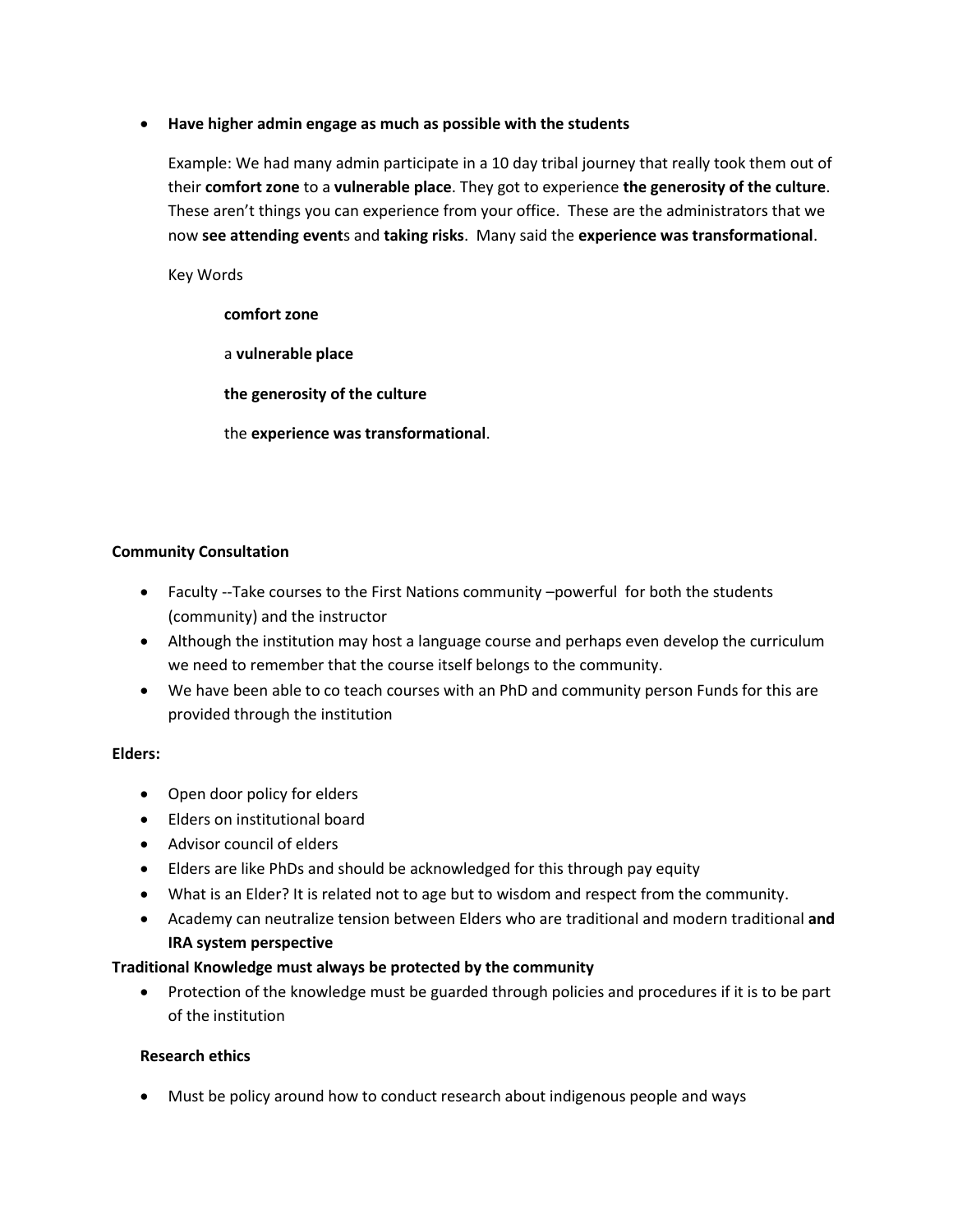- **Have higher admin engage as much as possible with the students**

  Example: We had many admin participate in a 10 day tribal journey that really took them out of their **comfort zone** to a **vulnerable place**. They got to experience **the generosity of the culture**. These aren't things you can experience from your office. These are the administrators that we now **see attending event**s and **taking risks**. Many said the **experience was transformational**.

  Key Words

  > **comfort zone**
  >
  > a **vulnerable place**
  >
  > **the generosity of the culture**
  >
  > the **experience was transformational**.

**Community Consultation**

- Faculty --Take courses to the First Nations community –powerful for both the students (community) and the instructor
- Although the institution may host a language course and perhaps even develop the curriculum we need to remember that the course itself belongs to the community.
- We have been able to co teach courses with an PhD and community person Funds for this are provided through the institution

**Elders:**

- Open door policy for elders
- Elders on institutional board
- Advisor council of elders
- Elders are like PhDs and should be acknowledged for this through pay equity
- What is an Elder? It is related not to age but to wisdom and respect from the community.
- Academy can neutralize tension between Elders who are traditional and modern traditional **and IRA system perspective**

**Traditional Knowledge must always be protected by the community**

- Protection of the knowledge must be guarded through policies and procedures if it is to be part of the institution

**Research ethics**

- Must be policy around how to conduct research about indigenous people and ways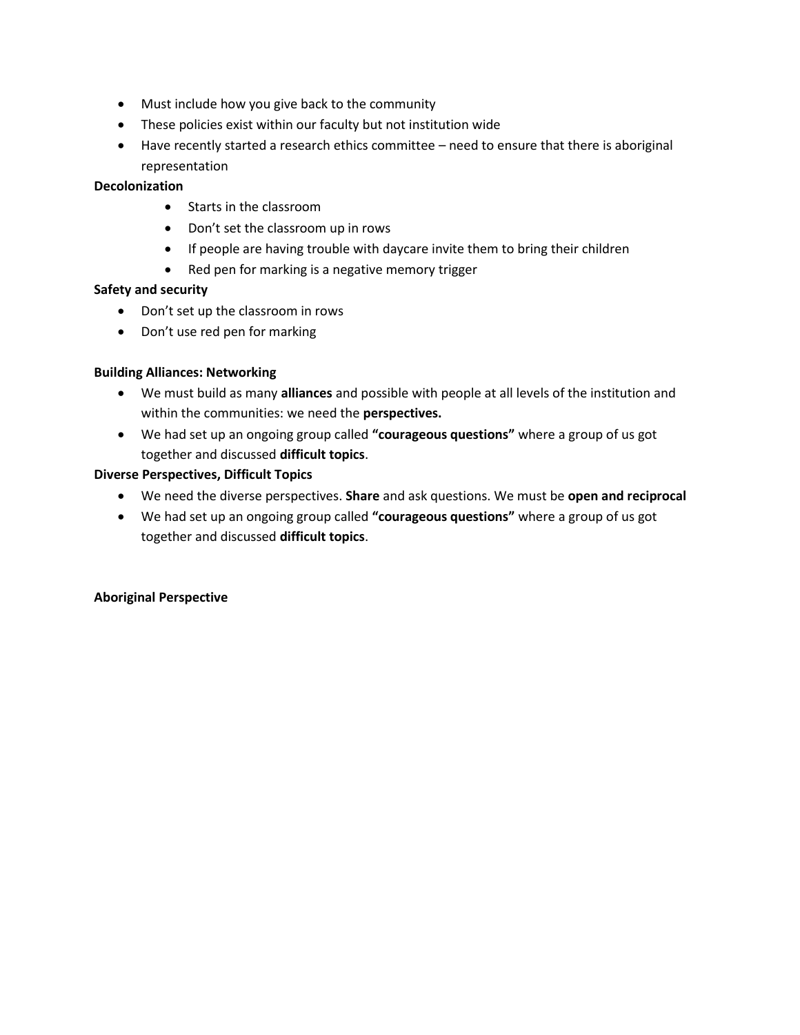- Must include how you give back to the community
- These policies exist within our faculty but not institution wide
- Have recently started a research ethics committee – need to ensure that there is aboriginal representation

**Decolonization**

- Starts in the classroom
- Don't set the classroom up in rows
- If people are having trouble with daycare invite them to bring their children
- Red pen for marking is a negative memory trigger

**Safety and security**

- Don't set up the classroom in rows
- Don't use red pen for marking

**Building Alliances: Networking**

- We must build as many **alliances** and possible with people at all levels of the institution and within the communities: we need the **perspectives.**
- We had set up an ongoing group called **"courageous questions"** where a group of us got together and discussed **difficult topics**.

**Diverse Perspectives, Difficult Topics**

- We need the diverse perspectives. **Share** and ask questions. We must be **open and reciprocal**
- We had set up an ongoing group called **"courageous questions"** where a group of us got together and discussed **difficult topics**.

**Aboriginal Perspective**